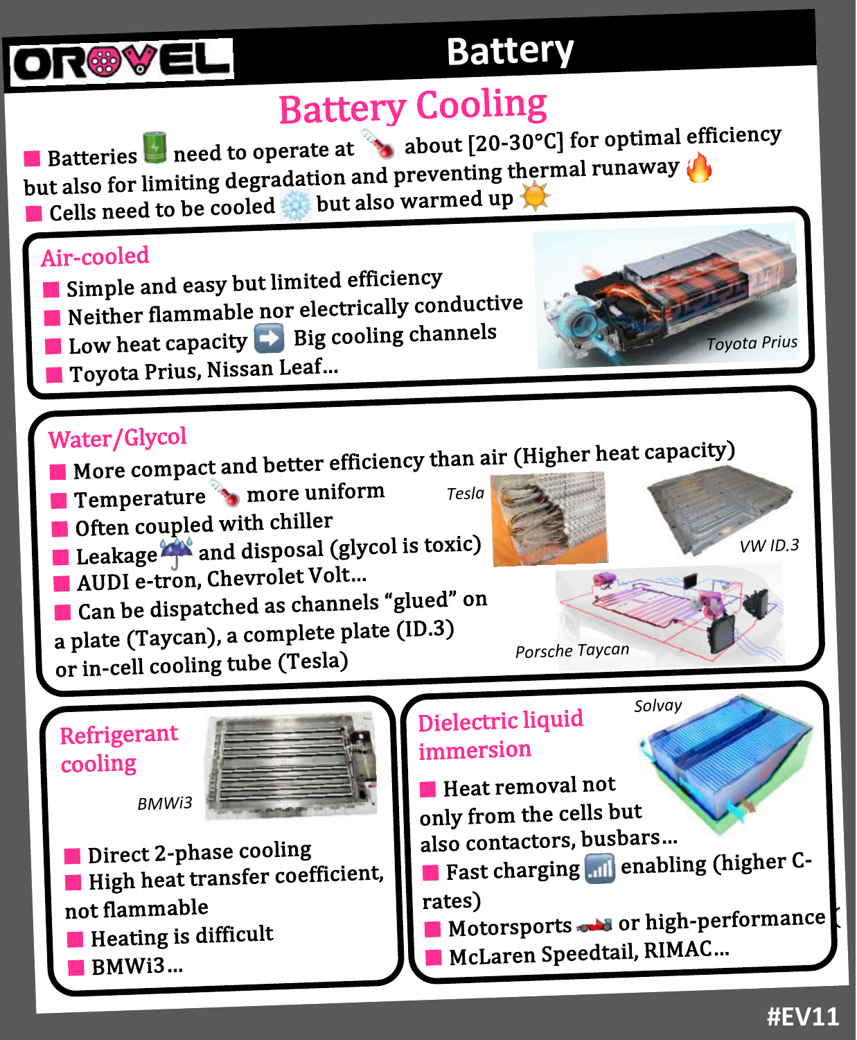# Battery

## Battery Cooling

- Batteries need to operate at about [20-30°C] for optimal efficiency but also for limiting degradation and preventing thermal runaway
- Cells need to be cooled but also warmed up

### Air-cooled

- Simple and easy but limited efficiency
- Neither flammable nor electrically conductive
- Low heat capacity ➡ Big cooling channels
- Toyota Prius, Nissan Leaf…

*Toyota Prius*

### Water/Glycol

- More compact and better efficiency than air (Higher heat capacity)
- Temperature more uniform
- Often coupled with chiller
- Leakage and disposal (glycol is toxic)
- AUDI e-tron, Chevrolet Volt…
- Can be dispatched as channels "glued" on a plate (Taycan), a complete plate (ID.3) or in-cell cooling tube (Tesla)

*Tesla*

*VW ID.3*

*Porsche Taycan*

### Refrigerant cooling

*BMWi3*

- Direct 2-phase cooling
- High heat transfer coefficient, not flammable
- Heating is difficult
- BMWi3…

### Dielectric liquid immersion

*Solvay*

- Heat removal not only from the cells but also contactors, busbars…
- Fast charging enabling (higher C-rates)
- Motorsports or high-performance
- McLaren Speedtail, RIMAC…

#EV11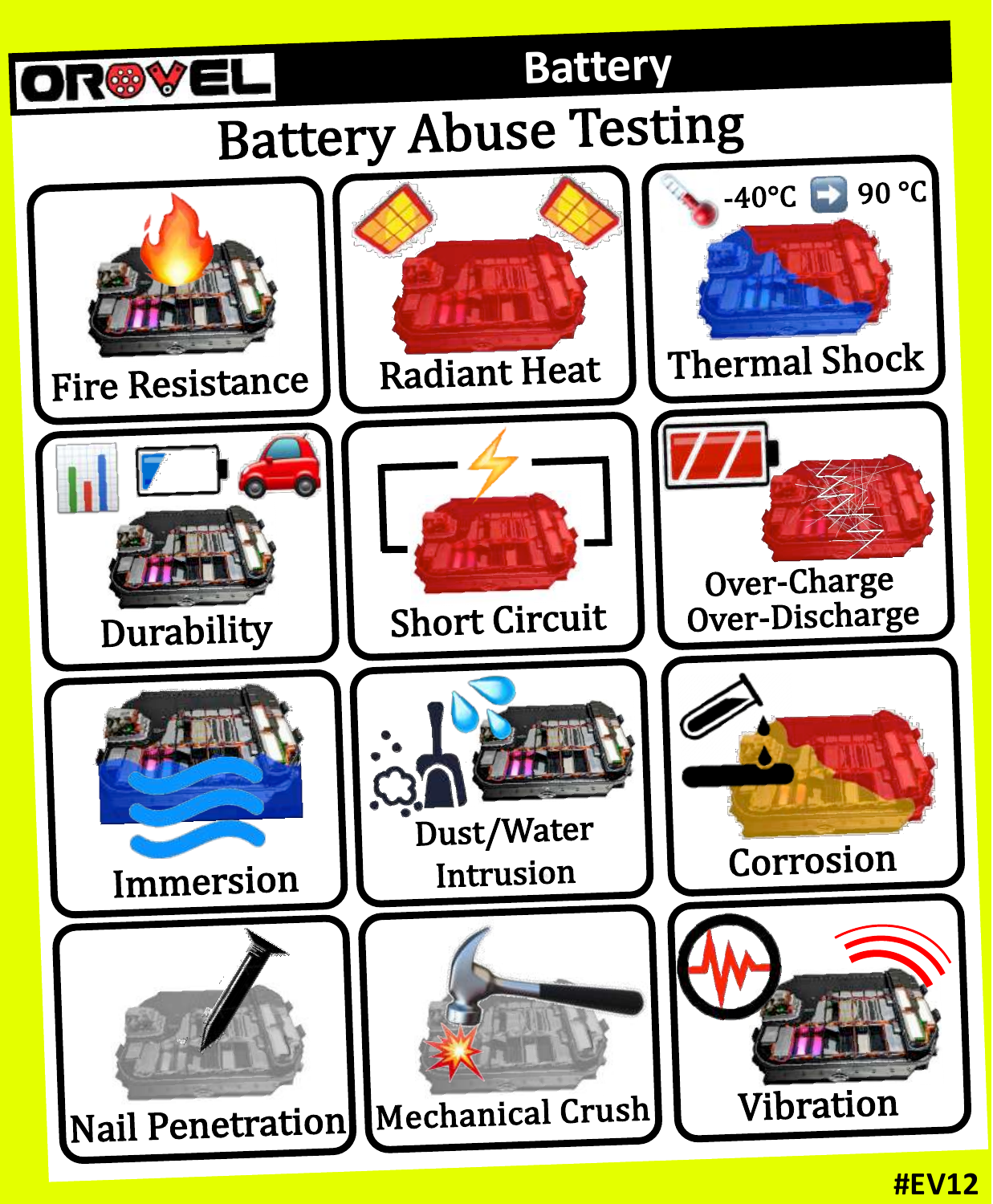OROVEL

Battery

# Battery Abuse Testing

- Fire Resistance
- Radiant Heat
- Thermal Shock (-40°C ➡ 90 °C)
- Durability
- Short Circuit
- Over-Charge Over-Discharge
- Immersion
- Dust/Water Intrusion
- Corrosion
- Nail Penetration
- Mechanical Crush
- Vibration

#EV12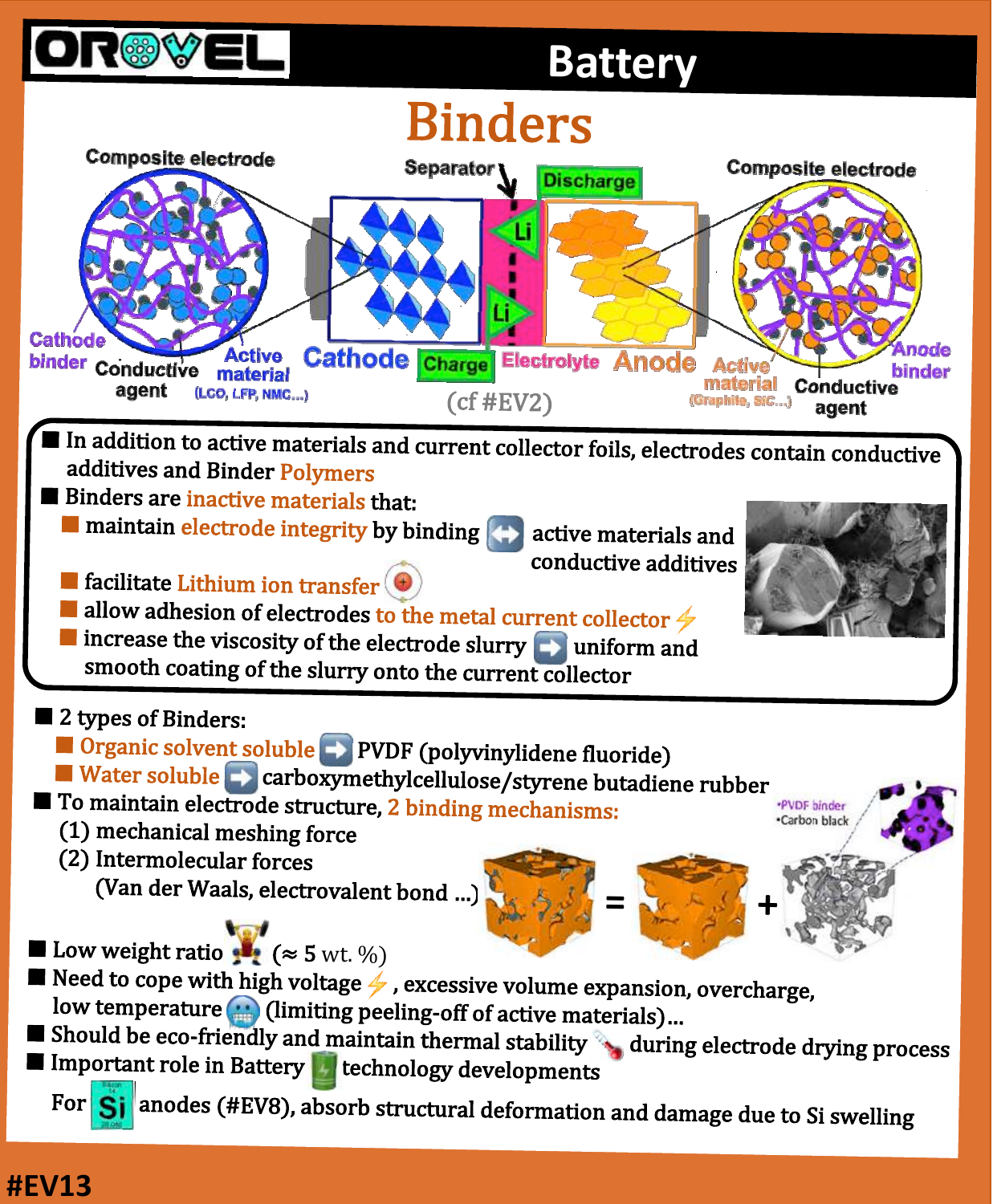# Battery

## Binders

Composite electrode

Separator

Discharge

Composite electrode

Li

Li

Cathode binder

Conductive agent

Active material (LCO, LFP, NMC...)

Cathode

Charge

Electrolyte

Anode

Active material (Graphite, SiC...)

Conductive agent

Anode binder

(cf #EV2)

- In addition to active materials and current collector foils, electrodes contain conductive additives and Binder Polymers
- Binders are inactive materials that:
  - maintain electrode integrity by binding ↔ active materials and conductive additives
  - facilitate Lithium ion transfer
  - allow adhesion of electrodes to the metal current collector
  - increase the viscosity of the electrode slurry ➡ uniform and smooth coating of the slurry onto the current collector

- 2 types of Binders:
  - Organic solvent soluble ➡ PVDF (polyvinylidene fluoride)
  - Water soluble ➡ carboxymethylcellulose/styrene butadiene rubber
- To maintain electrode structure, 2 binding mechanisms:
  - (1) mechanical meshing force
  - (2) Intermolecular forces (Van der Waals, electrovalent bond ...)

•PVDF binder
•Carbon black

=

+

- Low weight ratio (≈ 5 wt. %)
- Need to cope with high voltage, excessive volume expansion, overcharge, low temperature (limiting peeling-off of active materials)...
- Should be eco-friendly and maintain thermal stability during electrode drying process
- Important role in Battery technology developments

For Si anodes (#EV8), absorb structural deformation and damage due to Si swelling

#EV13